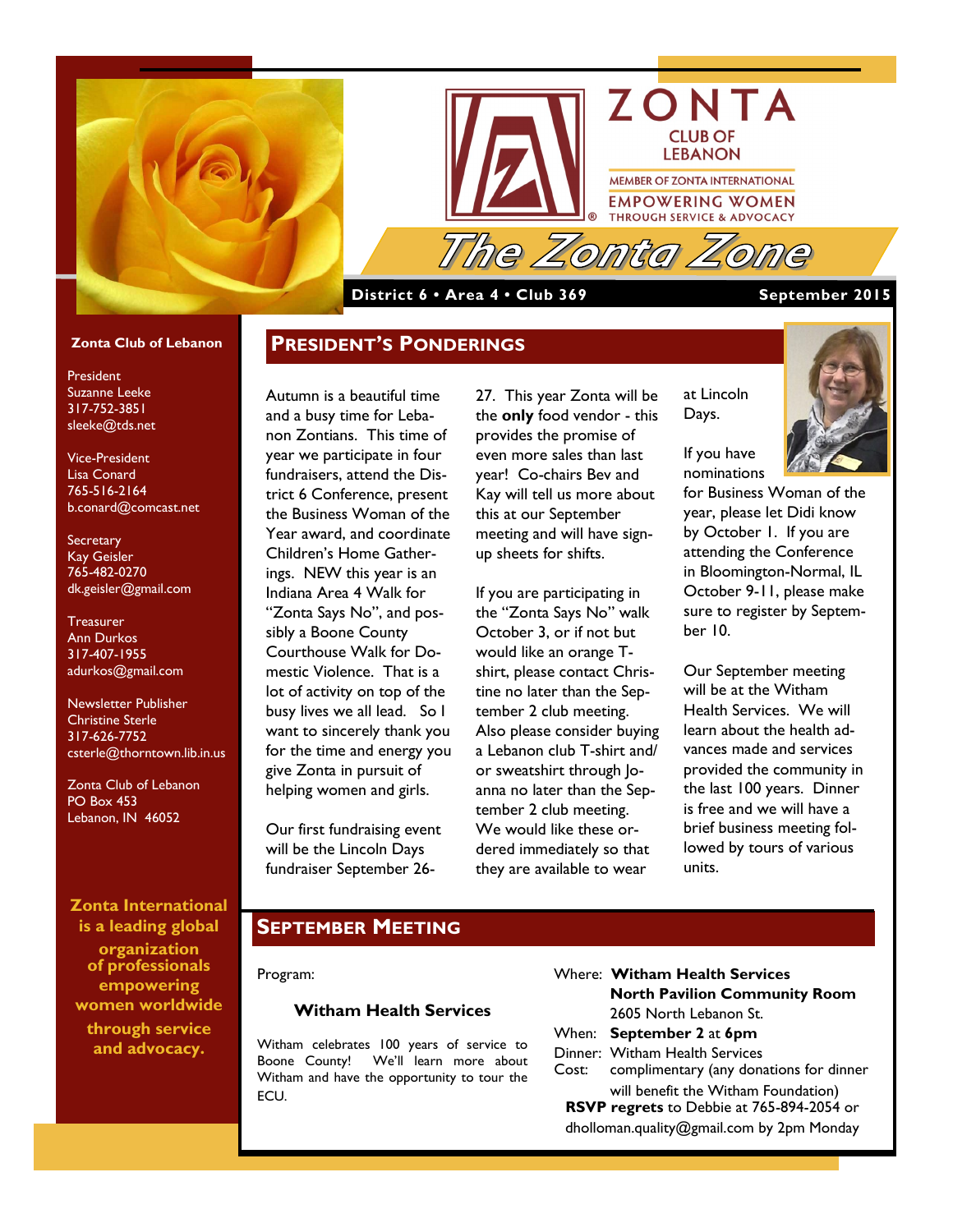# ZONTA CLUB OF LEBANON

MEMBER OF ZONTA INTERNATIONAL

EMPOWERING WOMEN THROUGH SERVICE & ADVOCACY

# The Zonta Zone

**District 6 • Area 4 • Club 369** — **September 2015**

**Zonta Club of Lebanon**

President
Suzanne Leeke
317-752-3851
sleeke@tds.net

Vice-President
Lisa Conard
765-516-2164
b.conard@comcast.net

Secretary
Kay Geisler
765-482-0270
dk.geisler@gmail.com

Treasurer
Ann Durkos
317-407-1955
adurkos@gmail.com

Newsletter Publisher
Christine Sterle
317-626-7752
csterle@thorntown.lib.in.us

Zonta Club of Lebanon
PO Box 453
Lebanon, IN 46052

**Zonta International is a leading global organization of professionals empowering women worldwide through service and advocacy.**

## President's Ponderings

Autumn is a beautiful time and a busy time for Lebanon Zontians. This time of year we participate in four fundraisers, attend the District 6 Conference, present the Business Woman of the Year award, and coordinate Children's Home Gatherings. NEW this year is an Indiana Area 4 Walk for "Zonta Says No", and possibly a Boone County Courthouse Walk for Domestic Violence. That is a lot of activity on top of the busy lives we all lead. So I want to sincerely thank you for the time and energy you give Zonta in pursuit of helping women and girls.

Our first fundraising event will be the Lincoln Days fundraiser September 26-27. This year Zonta will be the **only** food vendor - this provides the promise of even more sales than last year! Co-chairs Bev and Kay will tell us more about this at our September meeting and will have sign-up sheets for shifts.

If you are participating in the "Zonta Says No" walk October 3, or if not but would like an orange T-shirt, please contact Christine no later than the September 2 club meeting. Also please consider buying a Lebanon club T-shirt and/or sweatshirt through Joanna no later than the September 2 club meeting. We would like these ordered immediately so that they are available to wear at Lincoln Days.

If you have nominations for Business Woman of the year, please let Didi know by October 1. If you are attending the Conference in Bloomington-Normal, IL October 9-11, please make sure to register by September 10.

Our September meeting will be at the Witham Health Services. We will learn about the health advances made and services provided the community in the last 100 years. Dinner is free and we will have a brief business meeting followed by tours of various units.

## September Meeting

Program:

**Witham Health Services**

Witham celebrates 100 years of service to Boone County! We'll learn more about Witham and have the opportunity to tour the ECU.

Where: **Witham Health Services**
**North Pavilion Community Room**
2605 North Lebanon St.

When: **September 2** at **6pm**

Dinner: Witham Health Services

Cost: complimentary (any donations for dinner will benefit the Witham Foundation)

**RSVP regrets** to Debbie at 765-894-2054 or dholloman.quality@gmail.com by 2pm Monday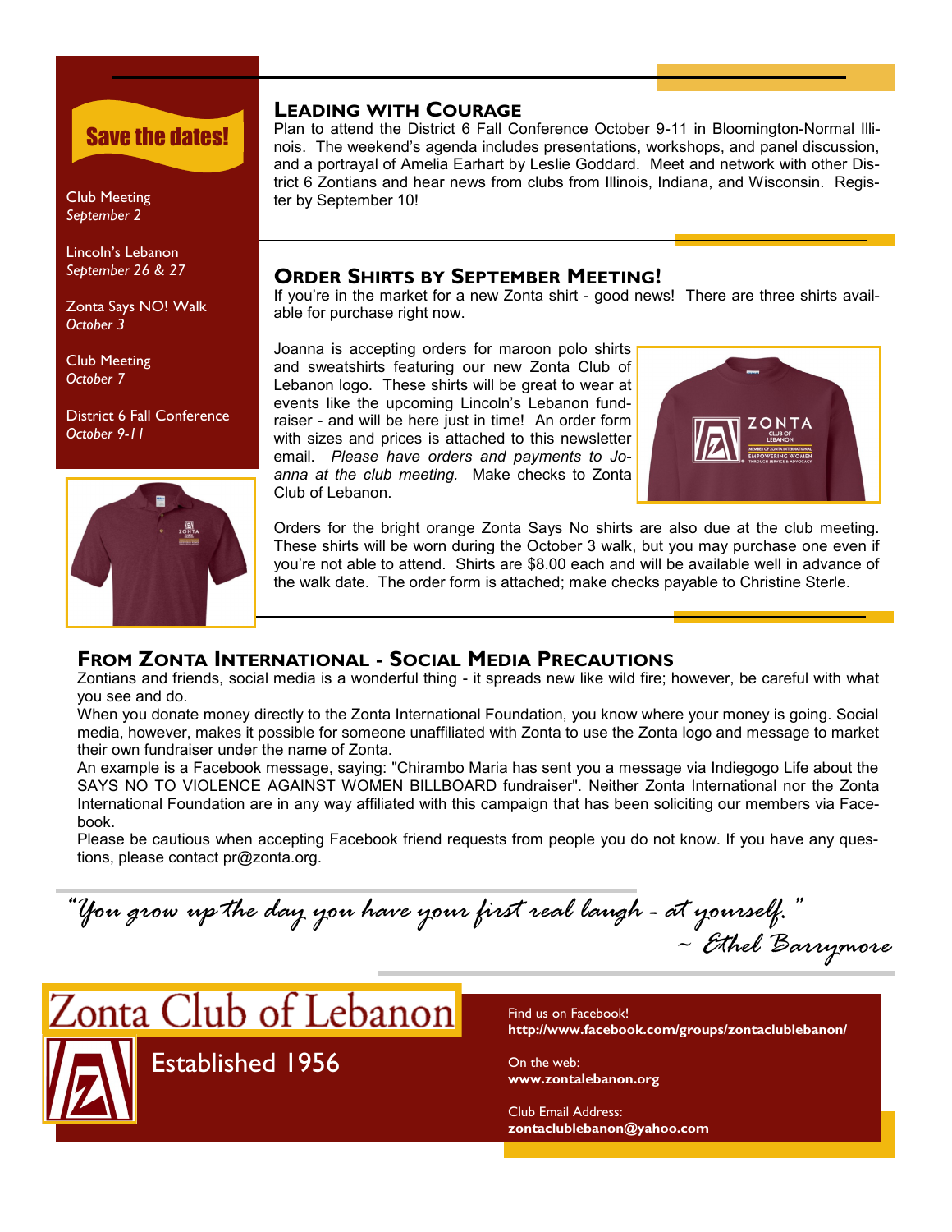## Save the dates!

Club Meeting
*September 2*

Lincoln's Lebanon
*September 26 & 27*

Zonta Says NO! Walk
*October 3*

Club Meeting
*October 7*

District 6 Fall Conference
*October 9-11*

## Leading with Courage

Plan to attend the District 6 Fall Conference October 9-11 in Bloomington-Normal Illinois. The weekend's agenda includes presentations, workshops, and panel discussion, and a portrayal of Amelia Earhart by Leslie Goddard. Meet and network with other District 6 Zontians and hear news from clubs from Illinois, Indiana, and Wisconsin. Register by September 10!

## Order Shirts by September Meeting!

If you're in the market for a new Zonta shirt - good news! There are three shirts available for purchase right now.

Joanna is accepting orders for maroon polo shirts and sweatshirts featuring our new Zonta Club of Lebanon logo. These shirts will be great to wear at events like the upcoming Lincoln's Lebanon fundraiser - and will be here just in time! An order form with sizes and prices is attached to this newsletter email. *Please have orders and payments to Joanna at the club meeting.* Make checks to Zonta Club of Lebanon.

Orders for the bright orange Zonta Says No shirts are also due at the club meeting. These shirts will be worn during the October 3 walk, but you may purchase one even if you're not able to attend. Shirts are $8.00 each and will be available well in advance of the walk date. The order form is attached; make checks payable to Christine Sterle.

## From Zonta International - Social Media Precautions

Zontians and friends, social media is a wonderful thing - it spreads new like wild fire; however, be careful with what you see and do.

When you donate money directly to the Zonta International Foundation, you know where your money is going. Social media, however, makes it possible for someone unaffiliated with Zonta to use the Zonta logo and message to market their own fundraiser under the name of Zonta.

An example is a Facebook message, saying: "Chirambo Maria has sent you a message via Indiegogo Life about the SAYS NO TO VIOLENCE AGAINST WOMEN BILLBOARD fundraiser". Neither Zonta International nor the Zonta International Foundation are in any way affiliated with this campaign that has been soliciting our members via Facebook.

Please be cautious when accepting Facebook friend requests from people you do not know. If you have any questions, please contact pr@zonta.org.

*"You grow up the day you have your first real laugh - at yourself."*
*~ Ethel Barrymore*

# Zonta Club of Lebanon

Established 1956

Find us on Facebook!
**http://www.facebook.com/groups/zontaclublebanon/**

On the web:
**www.zontalebanon.org**

Club Email Address:
**zontaclublebanon@yahoo.com**